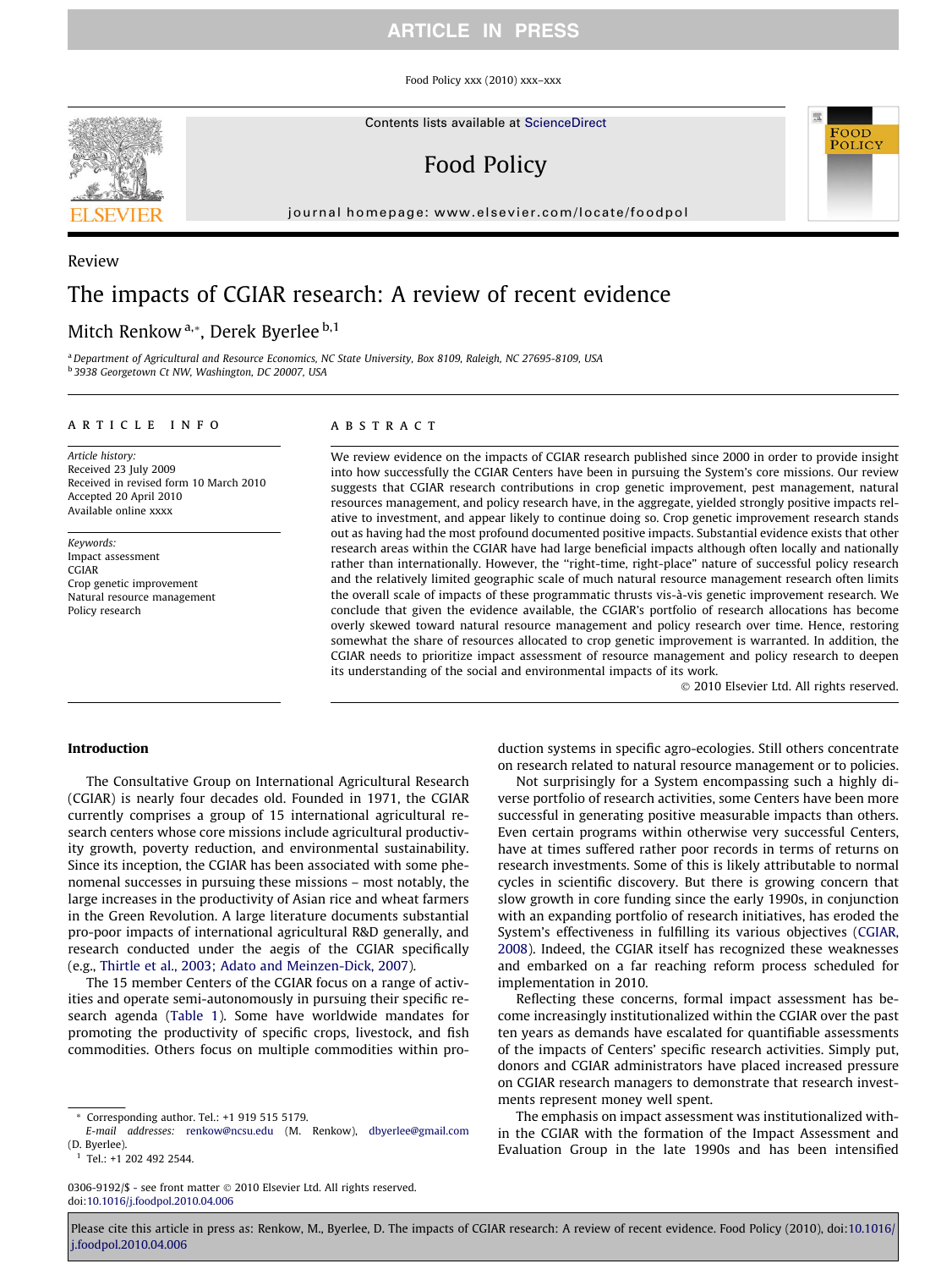Review

# The impacts of CGIAR research: A review of recent evidence

Mitch Renkow [a,*], Derek Byerlee [b,1]

[a] Department of Agricultural and Resource Economics, NC State University, Box 8109, Raleigh, NC 27695-8109, USA
[b] 3938 Georgetown Ct NW, Washington, DC 20007, USA

**ARTICLE INFO**

*Article history:*
Received 23 July 2009
Received in revised form 10 March 2010
Accepted 20 April 2010
Available online xxxx

*Keywords:*
Impact assessment
CGIAR
Crop genetic improvement
Natural resource management
Policy research

**ABSTRACT**

We review evidence on the impacts of CGIAR research published since 2000 in order to provide insight into how successfully the CGIAR Centers have been in pursuing the System's core missions. Our review suggests that CGIAR research contributions in crop genetic improvement, pest management, natural resources management, and policy research have, in the aggregate, yielded strongly positive impacts relative to investment, and appear likely to continue doing so. Crop genetic improvement research stands out as having had the most profound documented positive impacts. Substantial evidence exists that other research areas within the CGIAR have had large beneficial impacts although often locally and nationally rather than internationally. However, the "right-time, right-place" nature of successful policy research and the relatively limited geographic scale of much natural resource management research often limits the overall scale of impacts of these programmatic thrusts vis-à-vis genetic improvement research. We conclude that given the evidence available, the CGIAR's portfolio of research allocations has become overly skewed toward natural resource management and policy research over time. Hence, restoring somewhat the share of resources allocated to crop genetic improvement is warranted. In addition, the CGIAR needs to prioritize impact assessment of resource management and policy research to deepen its understanding of the social and environmental impacts of its work.

© 2010 Elsevier Ltd. All rights reserved.

## Introduction

The Consultative Group on International Agricultural Research (CGIAR) is nearly four decades old. Founded in 1971, the CGIAR currently comprises a group of 15 international agricultural research centers whose core missions include agricultural productivity growth, poverty reduction, and environmental sustainability. Since its inception, the CGIAR has been associated with some phenomenal successes in pursuing these missions – most notably, the large increases in the productivity of Asian rice and wheat farmers in the Green Revolution. A large literature documents substantial pro-poor impacts of international agricultural R&D generally, and research conducted under the aegis of the CGIAR specifically (e.g., Thirtle et al., 2003; Adato and Meinzen-Dick, 2007).

The 15 member Centers of the CGIAR focus on a range of activities and operate semi-autonomously in pursuing their specific research agenda (Table 1). Some have worldwide mandates for promoting the productivity of specific crops, livestock, and fish commodities. Others focus on multiple commodities within production systems in specific agro-ecologies. Still others concentrate on research related to natural resource management or to policies.

Not surprisingly for a System encompassing such a highly diverse portfolio of research activities, some Centers have been more successful in generating positive measurable impacts than others. Even certain programs within otherwise very successful Centers, have at times suffered rather poor records in terms of returns on research investments. Some of this is likely attributable to normal cycles in scientific discovery. But there is growing concern that slow growth in core funding since the early 1990s, in conjunction with an expanding portfolio of research initiatives, has eroded the System's effectiveness in fulfilling its various objectives (CGIAR, 2008). Indeed, the CGIAR itself has recognized these weaknesses and embarked on a far reaching reform process scheduled for implementation in 2010.

Reflecting these concerns, formal impact assessment has become increasingly institutionalized within the CGIAR over the past ten years as demands have escalated for quantifiable assessments of the impacts of Centers' specific research activities. Simply put, donors and CGIAR administrators have placed increased pressure on CGIAR research managers to demonstrate that research investments represent money well spent.

The emphasis on impact assessment was institutionalized within the CGIAR with the formation of the Impact Assessment and Evaluation Group in the late 1990s and has been intensified

* Corresponding author. Tel.: +1 919 515 5179.
E-mail addresses: renkow@ncsu.edu (M. Renkow), dbyerlee@gmail.com (D. Byerlee).
[1] Tel.: +1 202 492 2544.

0306-9192/$ - see front matter © 2010 Elsevier Ltd. All rights reserved.
doi:10.1016/j.foodpol.2010.04.006

Please cite this article in press as: Renkow, M., Byerlee, D. The impacts of CGIAR research: A review of recent evidence. Food Policy (2010), doi:10.1016/j.foodpol.2010.04.006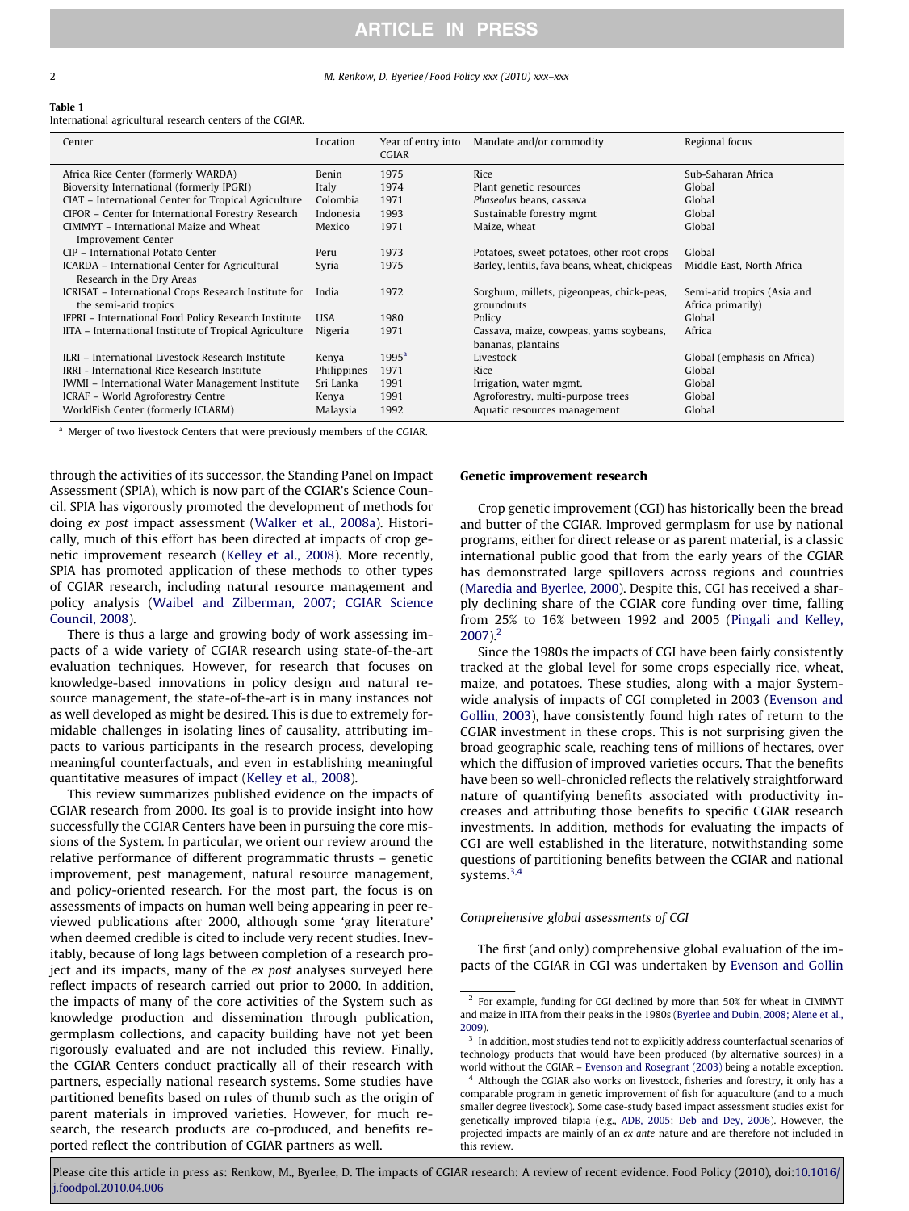**Table 1**
International agricultural research centers of the CGIAR.

| Center | Location | Year of entry into CGIAR | Mandate and/or commodity | Regional focus |
|---|---|---|---|---|
| Africa Rice Center (formerly WARDA) | Benin | 1975 | Rice | Sub-Saharan Africa |
| Bioversity International (formerly IPGRI) | Italy | 1974 | Plant genetic resources | Global |
| CIAT – International Center for Tropical Agriculture | Colombia | 1971 | *Phaseolus* beans, cassava | Global |
| CIFOR – Center for International Forestry Research | Indonesia | 1993 | Sustainable forestry mgmt | Global |
| CIMMYT – International Maize and Wheat Improvement Center | Mexico | 1971 | Maize, wheat | Global |
| CIP – International Potato Center | Peru | 1973 | Potatoes, sweet potatoes, other root crops | Global |
| ICARDA – International Center for Agricultural Research in the Dry Areas | Syria | 1975 | Barley, lentils, fava beans, wheat, chickpeas | Middle East, North Africa |
| ICRISAT – International Crops Research Institute for the semi-arid tropics | India | 1972 | Sorghum, millets, pigeonpeas, chick-peas, groundnuts | Semi-arid tropics (Asia and Africa primarily) |
| IFPRI – International Food Policy Research Institute | USA | 1980 | Policy | Global |
| IITA – International Institute of Tropical Agriculture | Nigeria | 1971 | Cassava, maize, cowpeas, yams soybeans, bananas, plantains | Africa |
| ILRI – International Livestock Research Institute | Kenya | 1995[a] | Livestock | Global (emphasis on Africa) |
| IRRI – International Rice Research Institute | Philippines | 1971 | Rice | Global |
| IWMI – International Water Management Institute | Sri Lanka | 1991 | Irrigation, water mgmt. | Global |
| ICRAF – World Agroforestry Centre | Kenya | 1991 | Agroforestry, multi-purpose trees | Global |
| WorldFish Center (formerly ICLARM) | Malaysia | 1992 | Aquatic resources management | Global |

[a] Merger of two livestock Centers that were previously members of the CGIAR.

through the activities of its successor, the Standing Panel on Impact Assessment (SPIA), which is now part of the CGIAR's Science Council. SPIA has vigorously promoted the development of methods for doing *ex post* impact assessment (Walker et al., 2008a). Historically, much of this effort has been directed at impacts of crop genetic improvement research (Kelley et al., 2008). More recently, SPIA has promoted application of these methods to other types of CGIAR research, including natural resource management and policy analysis (Waibel and Zilberman, 2007; CGIAR Science Council, 2008).

There is thus a large and growing body of work assessing impacts of a wide variety of CGIAR research using state-of-the-art evaluation techniques. However, for research that focuses on knowledge-based innovations in policy design and natural resource management, the state-of-the-art is in many instances not as well developed as might be desired. This is due to extremely formidable challenges in isolating lines of causality, attributing impacts to various participants in the research process, developing meaningful counterfactuals, and even in establishing meaningful quantitative measures of impact (Kelley et al., 2008).

This review summarizes published evidence on the impacts of CGIAR research from 2000. Its goal is to provide insight into how successfully the CGIAR Centers have been in pursuing the core missions of the System. In particular, we orient our review around the relative performance of different programmatic thrusts – genetic improvement, pest management, natural resource management, and policy-oriented research. For the most part, the focus is on assessments of impacts on human well being appearing in peer reviewed publications after 2000, although some 'gray literature' when deemed credible is cited to include very recent studies. Inevitably, because of long lags between completion of a research project and its impacts, many of the *ex post* analyses surveyed here reflect impacts of research carried out prior to 2000. In addition, the impacts of many of the core activities of the System such as knowledge production and dissemination through publication, germplasm collections, and capacity building have not yet been rigorously evaluated and are not included this review. Finally, the CGIAR Centers conduct practically all of their research with partners, especially national research systems. Some studies have partitioned benefits based on rules of thumb such as the origin of parent materials in improved varieties. However, for much research, the research products are co-produced, and benefits reported reflect the contribution of CGIAR partners as well.

## Genetic improvement research

Crop genetic improvement (CGI) has historically been the bread and butter of the CGIAR. Improved germplasm for use by national programs, either for direct release or as parent material, is a classic international public good that from the early years of the CGIAR has demonstrated large spillovers across regions and countries (Maredia and Byerlee, 2000). Despite this, CGI has received a sharply declining share of the CGIAR core funding over time, falling from 25% to 16% between 1992 and 2005 (Pingali and Kelley, 2007).[2]

Since the 1980s the impacts of CGI have been fairly consistently tracked at the global level for some crops especially rice, wheat, maize, and potatoes. These studies, along with a major System-wide analysis of impacts of CGI completed in 2003 (Evenson and Gollin, 2003), have consistently found high rates of return to the CGIAR investment in these crops. This is not surprising given the broad geographic scale, reaching tens of millions of hectares, over which the diffusion of improved varieties occurs. That the benefits have been so well-chronicled reflects the relatively straightforward nature of quantifying benefits associated with productivity increases and attributing those benefits to specific CGIAR research investments. In addition, methods for evaluating the impacts of CGI are well established in the literature, notwithstanding some questions of partitioning benefits between the CGIAR and national systems.[3,4]

### Comprehensive global assessments of CGI

The first (and only) comprehensive global evaluation of the impacts of the CGIAR in CGI was undertaken by Evenson and Gollin

[2] For example, funding for CGI declined by more than 50% for wheat in CIMMYT and maize in IITA from their peaks in the 1980s (Byerlee and Dubin, 2008; Alene et al., 2009).

[3] In addition, most studies tend not to explicitly address counterfactual scenarios of technology products that would have been produced (by alternative sources) in a world without the CGIAR – Evenson and Rosegrant (2003) being a notable exception.

[4] Although the CGIAR also works on livestock, fisheries and forestry, it only has a comparable program in genetic improvement of fish for aquaculture (and to a much smaller degree livestock). Some case-study based impact assessment studies exist for genetically improved tilapia (e.g., ADB, 2005; Deb and Dey, 2006). However, the projected impacts are mainly of an *ex ante* nature and are therefore not included in this review.

Please cite this article in press as: Renkow, M., Byerlee, D. The impacts of CGIAR research: A review of recent evidence. Food Policy (2010), doi:10.1016/j.foodpol.2010.04.006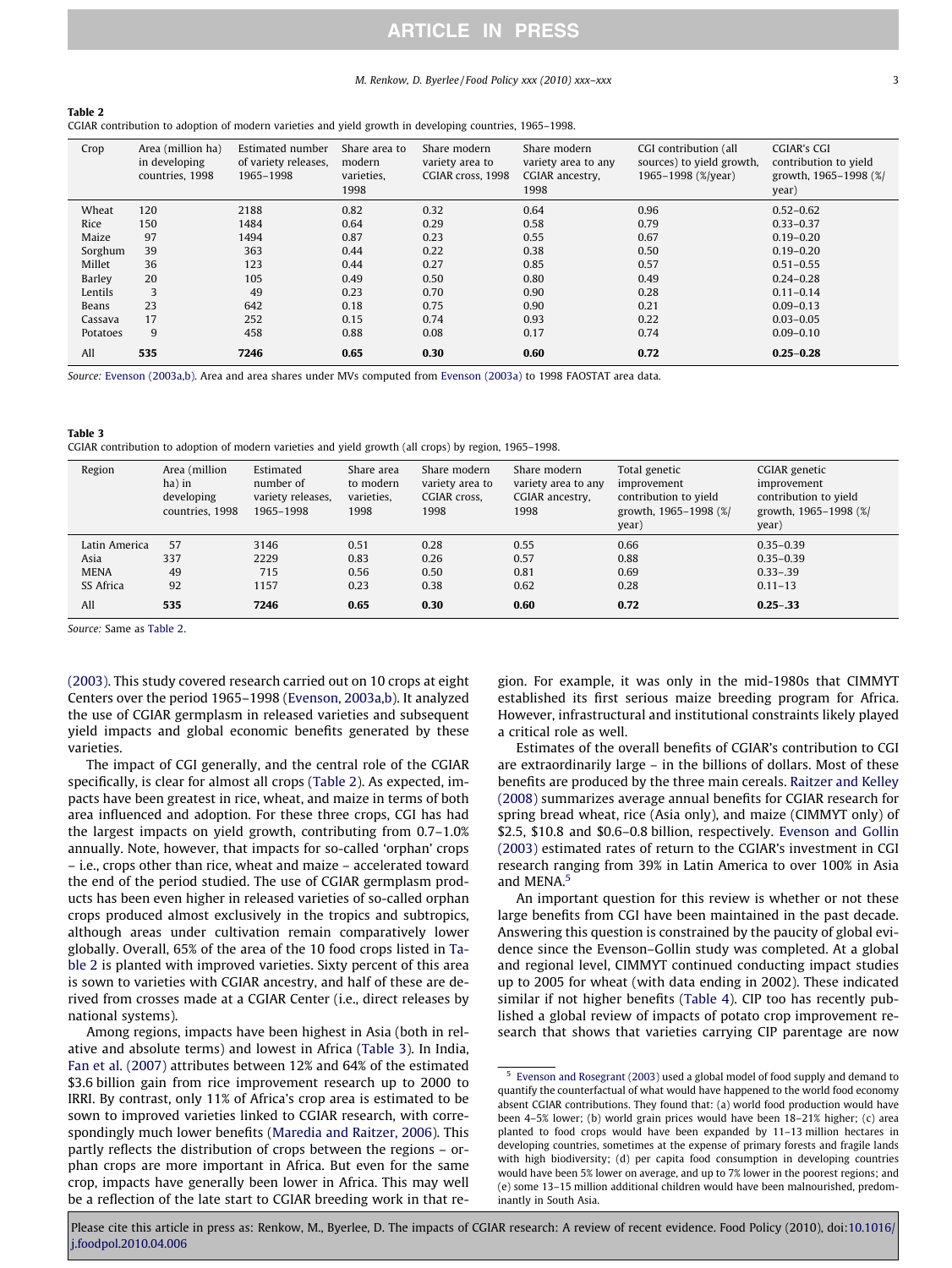**Table 2**
CGIAR contribution to adoption of modern varieties and yield growth in developing countries, 1965–1998.

| Crop | Area (million ha) in developing countries, 1998 | Estimated number of variety releases, 1965–1998 | Share area to modern varieties, 1998 | Share modern variety area to CGIAR cross, 1998 | Share modern variety area to any CGIAR ancestry, 1998 | CGI contribution (all sources) to yield growth, 1965–1998 (%/year) | CGIAR's CGI contribution to yield growth, 1965–1998 (%/year) |
|---|---|---|---|---|---|---|---|
| Wheat | 120 | 2188 | 0.82 | 0.32 | 0.64 | 0.96 | 0.52–0.62 |
| Rice | 150 | 1484 | 0.64 | 0.29 | 0.58 | 0.79 | 0.33–0.37 |
| Maize | 97 | 1494 | 0.87 | 0.23 | 0.55 | 0.67 | 0.19–0.20 |
| Sorghum | 39 | 363 | 0.44 | 0.22 | 0.38 | 0.50 | 0.19–0.20 |
| Millet | 36 | 123 | 0.44 | 0.27 | 0.85 | 0.57 | 0.51–0.55 |
| Barley | 20 | 105 | 0.49 | 0.50 | 0.80 | 0.49 | 0.24–0.28 |
| Lentils | 3 | 49 | 0.23 | 0.70 | 0.90 | 0.28 | 0.11–0.14 |
| Beans | 23 | 642 | 0.18 | 0.75 | 0.90 | 0.21 | 0.09–0.13 |
| Cassava | 17 | 252 | 0.15 | 0.74 | 0.93 | 0.22 | 0.03–0.05 |
| Potatoes | 9 | 458 | 0.88 | 0.08 | 0.17 | 0.74 | 0.09–0.10 |
| All | **535** | **7246** | **0.65** | **0.30** | **0.60** | **0.72** | **0.25–0.28** |

*Source:* Evenson (2003a,b). Area and area shares under MVs computed from Evenson (2003a) to 1998 FAOSTAT area data.

**Table 3**
CGIAR contribution to adoption of modern varieties and yield growth (all crops) by region, 1965–1998.

| Region | Area (million ha) in developing countries, 1998 | Estimated number of variety releases, 1965–1998 | Share area to modern varieties, 1998 | Share modern variety area to CGIAR cross, 1998 | Share modern variety area to any CGIAR ancestry, 1998 | Total genetic improvement contribution to yield growth, 1965–1998 (%/year) | CGIAR genetic improvement contribution to yield growth, 1965–1998 (%/year) |
|---|---|---|---|---|---|---|---|
| Latin America | 57 | 3146 | 0.51 | 0.28 | 0.55 | 0.66 | 0.35–0.39 |
| Asia | 337 | 2229 | 0.83 | 0.26 | 0.57 | 0.88 | 0.35–0.39 |
| MENA | 49 | 715 | 0.56 | 0.50 | 0.81 | 0.69 | 0.33–.39 |
| SS Africa | 92 | 1157 | 0.23 | 0.38 | 0.62 | 0.28 | 0.11–13 |
| All | **535** | **7246** | **0.65** | **0.30** | **0.60** | **0.72** | **0.25–.33** |

*Source:* Same as Table 2.

(2003). This study covered research carried out on 10 crops at eight Centers over the period 1965–1998 (Evenson, 2003a,b). It analyzed the use of CGIAR germplasm in released varieties and subsequent yield impacts and global economic benefits generated by these varieties.

The impact of CGI generally, and the central role of the CGIAR specifically, is clear for almost all crops (Table 2). As expected, impacts have been greatest in rice, wheat, and maize in terms of both area influenced and adoption. For these three crops, CGI has had the largest impacts on yield growth, contributing from 0.7–1.0% annually. Note, however, that impacts for so-called 'orphan' crops – i.e., crops other than rice, wheat and maize – accelerated toward the end of the period studied. The use of CGIAR germplasm products has been even higher in released varieties of so-called orphan crops produced almost exclusively in the tropics and subtropics, although areas under cultivation remain comparatively lower globally. Overall, 65% of the area of the 10 food crops listed in Table 2 is planted with improved varieties. Sixty percent of this area is sown to varieties with CGIAR ancestry, and half of these are derived from crosses made at a CGIAR Center (i.e., direct releases by national systems).

Among regions, impacts have been highest in Asia (both in relative and absolute terms) and lowest in Africa (Table 3). In India, Fan et al. (2007) attributes between 12% and 64% of the estimated $3.6 billion gain from rice improvement research up to 2000 to IRRI. By contrast, only 11% of Africa's crop area is estimated to be sown to improved varieties linked to CGIAR research, with correspondingly much lower benefits (Maredia and Raitzer, 2006). This partly reflects the distribution of crops between the regions – orphan crops are more important in Africa. But even for the same crop, impacts have generally been lower in Africa. This may well be a reflection of the late start to CGIAR breeding work in that region. For example, it was only in the mid-1980s that CIMMYT established its first serious maize breeding program for Africa. However, infrastructural and institutional constraints likely played a critical role as well.

Estimates of the overall benefits of CGIAR's contribution to CGI are extraordinarily large – in the billions of dollars. Most of these benefits are produced by the three main cereals. Raitzer and Kelley (2008) summarizes average annual benefits for CGIAR research for spring bread wheat, rice (Asia only), and maize (CIMMYT only) of $2.5, $10.8 and $0.6–0.8 billion, respectively. Evenson and Gollin (2003) estimated rates of return to the CGIAR's investment in CGI research ranging from 39% in Latin America to over 100% in Asia and MENA.[5]

An important question for this review is whether or not these large benefits from CGI have been maintained in the past decade. Answering this question is constrained by the paucity of global evidence since the Evenson–Gollin study was completed. At a global and regional level, CIMMYT continued conducting impact studies up to 2005 for wheat (with data ending in 2002). These indicated similar if not higher benefits (Table 4). CIP too has recently published a global review of impacts of potato crop improvement research that shows that varieties carrying CIP parentage are now

[5] Evenson and Rosegrant (2003) used a global model of food supply and demand to quantify the counterfactual of what would have happened to the world food economy absent CGIAR contributions. They found that: (a) world food production would have been 4–5% lower; (b) world grain prices would have been 18–21% higher; (c) area planted to food crops would have been expanded by 11–13 million hectares in developing countries, sometimes at the expense of primary forests and fragile lands with high biodiversity; (d) per capita food consumption in developing countries would have been 5% lower on average, and up to 7% lower in the poorest regions; and (e) some 13–15 million additional children would have been malnourished, predominantly in South Asia.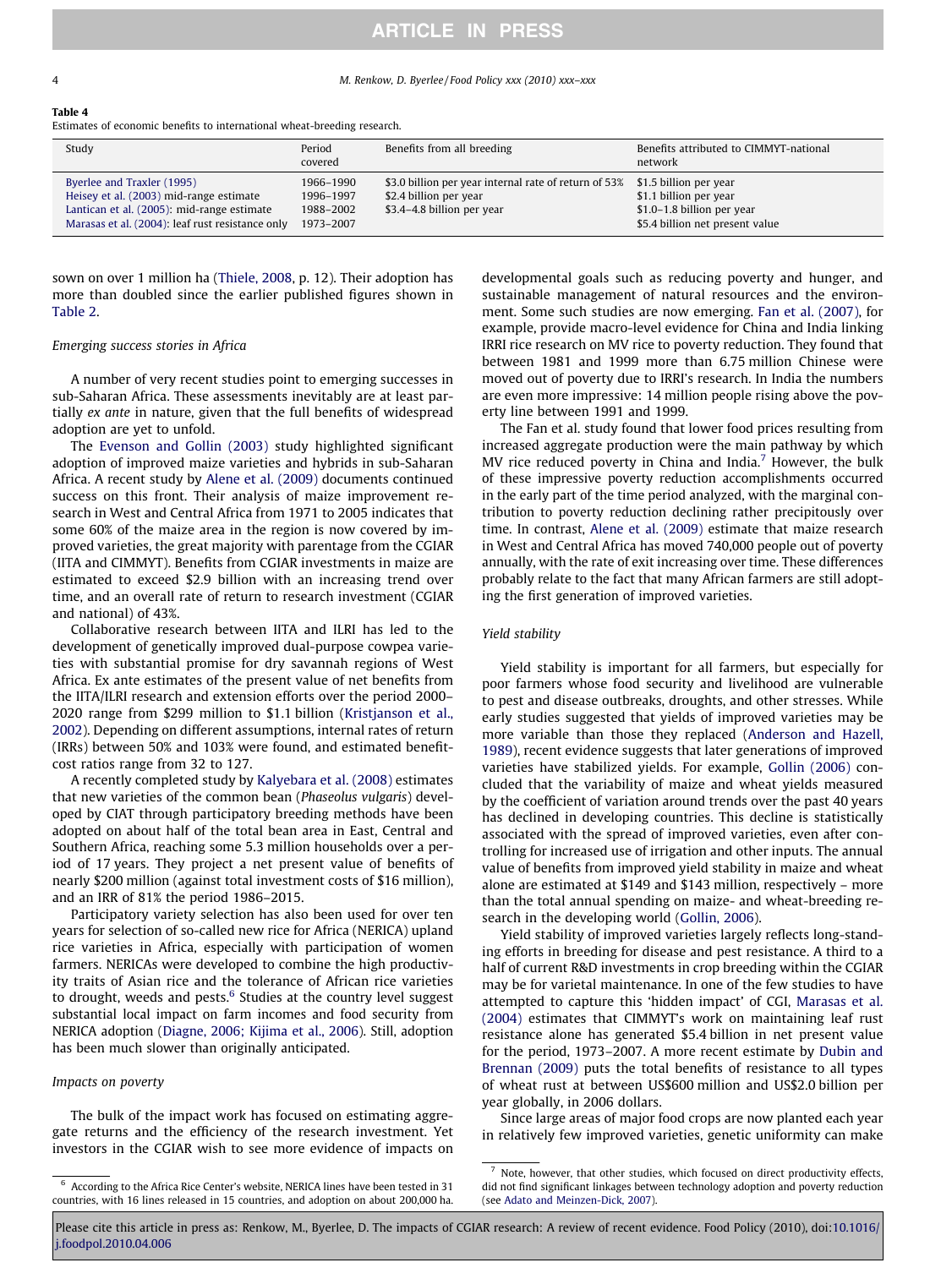**Table 4**
Estimates of economic benefits to international wheat-breeding research.

| Study | Period covered | Benefits from all breeding | Benefits attributed to CIMMYT-national network |
|---|---|---|---|
| Byerlee and Traxler (1995) | 1966–1990 | $3.0 billion per year internal rate of return of 53% | $1.5 billion per year |
| Heisey et al. (2003) mid-range estimate | 1996–1997 | $2.4 billion per year | $1.1 billion per year |
| Lantican et al. (2005): mid-range estimate | 1988–2002 | $3.4–4.8 billion per year | $1.0–1.8 billion per year |
| Marasas et al. (2004): leaf rust resistance only | 1973–2007 | | $5.4 billion net present value |

sown on over 1 million ha (Thiele, 2008, p. 12). Their adoption has more than doubled since the earlier published figures shown in Table 2.

### Emerging success stories in Africa

A number of very recent studies point to emerging successes in sub-Saharan Africa. These assessments inevitably are at least partially *ex ante* in nature, given that the full benefits of widespread adoption are yet to unfold.

The Evenson and Gollin (2003) study highlighted significant adoption of improved maize varieties and hybrids in sub-Saharan Africa. A recent study by Alene et al. (2009) documents continued success on this front. Their analysis of maize improvement research in West and Central Africa from 1971 to 2005 indicates that some 60% of the maize area in the region is now covered by improved varieties, the great majority with parentage from the CGIAR (IITA and CIMMYT). Benefits from CGIAR investments in maize are estimated to exceed $2.9 billion with an increasing trend over time, and an overall rate of return to research investment (CGIAR and national) of 43%.

Collaborative research between IITA and ILRI has led to the development of genetically improved dual-purpose cowpea varieties with substantial promise for dry savannah regions of West Africa. Ex ante estimates of the present value of net benefits from the IITA/ILRI research and extension efforts over the period 2000–2020 range from $299 million to $1.1 billion (Kristjanson et al., 2002). Depending on different assumptions, internal rates of return (IRRs) between 50% and 103% were found, and estimated benefit-cost ratios range from 32 to 127.

A recently completed study by Kalyebara et al. (2008) estimates that new varieties of the common bean (*Phaseolus vulgaris*) developed by CIAT through participatory breeding methods have been adopted on about half of the total bean area in East, Central and Southern Africa, reaching some 5.3 million households over a period of 17 years. They project a net present value of benefits of nearly $200 million (against total investment costs of $16 million), and an IRR of 81% the period 1986–2015.

Participatory variety selection has also been used for over ten years for selection of so-called new rice for Africa (NERICA) upland rice varieties in Africa, especially with participation of women farmers. NERICAs were developed to combine the high productivity traits of Asian rice and the tolerance of African rice varieties to drought, weeds and pests.[6] Studies at the country level suggest substantial local impact on farm incomes and food security from NERICA adoption (Diagne, 2006; Kijima et al., 2006). Still, adoption has been much slower than originally anticipated.

### Impacts on poverty

The bulk of the impact work has focused on estimating aggregate returns and the efficiency of the research investment. Yet investors in the CGIAR wish to see more evidence of impacts on developmental goals such as reducing poverty and hunger, and sustainable management of natural resources and the environment. Some such studies are now emerging. Fan et al. (2007), for example, provide macro-level evidence for China and India linking IRRI rice research on MV rice to poverty reduction. They found that between 1981 and 1999 more than 6.75 million Chinese were moved out of poverty due to IRRI's research. In India the numbers are even more impressive: 14 million people rising above the poverty line between 1991 and 1999.

The Fan et al. study found that lower food prices resulting from increased aggregate production were the main pathway by which MV rice reduced poverty in China and India.[7] However, the bulk of these impressive poverty reduction accomplishments occurred in the early part of the time period analyzed, with the marginal contribution to poverty reduction declining rather precipitously over time. In contrast, Alene et al. (2009) estimate that maize research in West and Central Africa has moved 740,000 people out of poverty annually, with the rate of exit increasing over time. These differences probably relate to the fact that many African farmers are still adopting the first generation of improved varieties.

### Yield stability

Yield stability is important for all farmers, but especially for poor farmers whose food security and livelihood are vulnerable to pest and disease outbreaks, droughts, and other stresses. While early studies suggested that yields of improved varieties may be more variable than those they replaced (Anderson and Hazell, 1989), recent evidence suggests that later generations of improved varieties have stabilized yields. For example, Gollin (2006) concluded that the variability of maize and wheat yields measured by the coefficient of variation around trends over the past 40 years has declined in developing countries. This decline is statistically associated with the spread of improved varieties, even after controlling for increased use of irrigation and other inputs. The annual value of benefits from improved yield stability in maize and wheat alone are estimated at $149 and $143 million, respectively – more than the total annual spending on maize- and wheat-breeding research in the developing world (Gollin, 2006).

Yield stability of improved varieties largely reflects long-standing efforts in breeding for disease and pest resistance. A third to a half of current R&D investments in crop breeding within the CGIAR may be for varietal maintenance. In one of the few studies to have attempted to capture this 'hidden impact' of CGI, Marasas et al. (2004) estimates that CIMMYT's work on maintaining leaf rust resistance alone has generated $5.4 billion in net present value for the period, 1973–2007. A more recent estimate by Dubin and Brennan (2009) puts the total benefits of resistance to all types of wheat rust at between US$600 million and US$2.0 billion per year globally, in 2006 dollars.

Since large areas of major food crops are now planted each year in relatively few improved varieties, genetic uniformity can make

---

[6] According to the Africa Rice Center's website, NERICA lines have been tested in 31 countries, with 16 lines released in 15 countries, and adoption on about 200,000 ha.

[7] Note, however, that other studies, which focused on direct productivity effects, did not find significant linkages between technology adoption and poverty reduction (see Adato and Meinzen-Dick, 2007).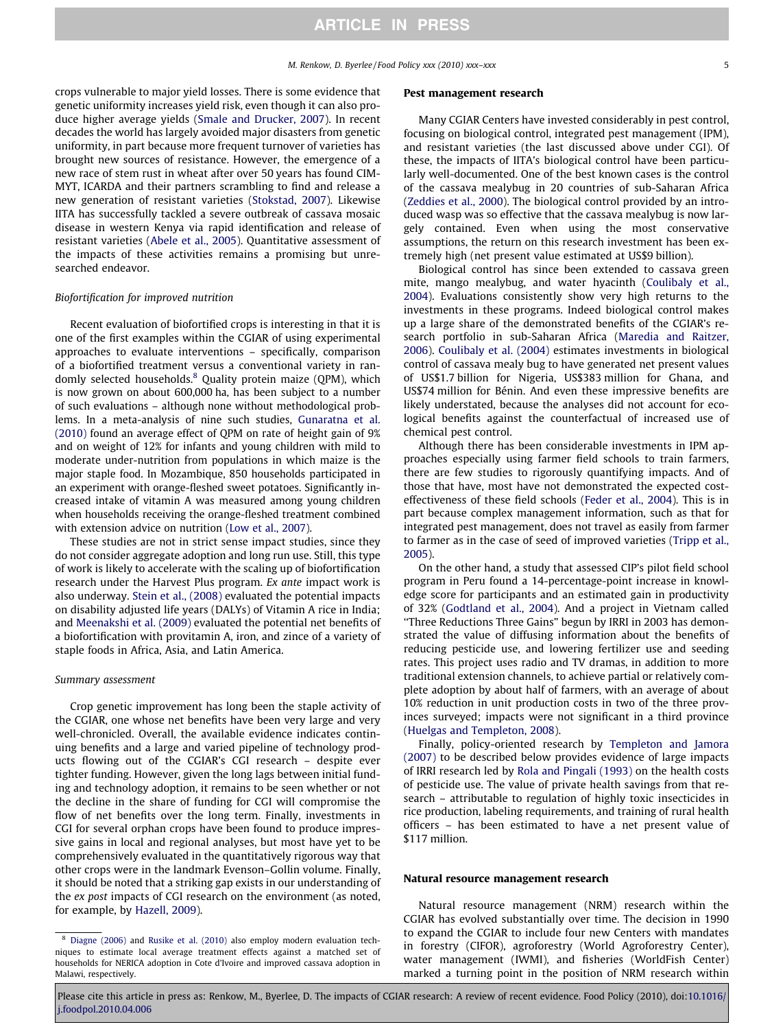crops vulnerable to major yield losses. There is some evidence that genetic uniformity increases yield risk, even though it can also produce higher average yields (Smale and Drucker, 2007). In recent decades the world has largely avoided major disasters from genetic uniformity, in part because more frequent turnover of varieties has brought new sources of resistance. However, the emergence of a new race of stem rust in wheat after over 50 years has found CIMMYT, ICARDA and their partners scrambling to find and release a new generation of resistant varieties (Stokstad, 2007). Likewise IITA has successfully tackled a severe outbreak of cassava mosaic disease in western Kenya via rapid identification and release of resistant varieties (Abele et al., 2005). Quantitative assessment of the impacts of these activities remains a promising but unresearched endeavor.

### *Biofortification for improved nutrition*

Recent evaluation of biofortified crops is interesting in that it is one of the first examples within the CGIAR of using experimental approaches to evaluate interventions – specifically, comparison of a biofortified treatment versus a conventional variety in randomly selected households.[8] Quality protein maize (QPM), which is now grown on about 600,000 ha, has been subject to a number of such evaluations – although none without methodological problems. In a meta-analysis of nine such studies, Gunaratna et al. (2010) found an average effect of QPM on rate of height gain of 9% and on weight of 12% for infants and young children with mild to moderate under-nutrition from populations in which maize is the major staple food. In Mozambique, 850 households participated in an experiment with orange-fleshed sweet potatoes. Significantly increased intake of vitamin A was measured among young children when households receiving the orange-fleshed treatment combined with extension advice on nutrition (Low et al., 2007).

These studies are not in strict sense impact studies, since they do not consider aggregate adoption and long run use. Still, this type of work is likely to accelerate with the scaling up of biofortification research under the Harvest Plus program. *Ex ante* impact work is also underway. Stein et al., (2008) evaluated the potential impacts on disability adjusted life years (DALYs) of Vitamin A rice in India; and Meenakshi et al. (2009) evaluated the potential net benefits of a biofortification with provitamin A, iron, and zince of a variety of staple foods in Africa, Asia, and Latin America.

### *Summary assessment*

Crop genetic improvement has long been the staple activity of the CGIAR, one whose net benefits have been very large and very well-chronicled. Overall, the available evidence indicates continuing benefits and a large and varied pipeline of technology products flowing out of the CGIAR's CGI research – despite ever tighter funding. However, given the long lags between initial funding and technology adoption, it remains to be seen whether or not the decline in the share of funding for CGI will compromise the flow of net benefits over the long term. Finally, investments in CGI for several orphan crops have been found to produce impressive gains in local and regional analyses, but most have yet to be comprehensively evaluated in the quantitatively rigorous way that other crops were in the landmark Evenson–Gollin volume. Finally, it should be noted that a striking gap exists in our understanding of the *ex post* impacts of CGI research on the environment (as noted, for example, by Hazell, 2009).

[8] Diagne (2006) and Rusike et al. (2010) also employ modern evaluation techniques to estimate local average treatment effects against a matched set of households for NERICA adoption in Cote d'Ivoire and improved cassava adoption in Malawi, respectively.

## Pest management research

Many CGIAR Centers have invested considerably in pest control, focusing on biological control, integrated pest management (IPM), and resistant varieties (the last discussed above under CGI). Of these, the impacts of IITA's biological control have been particularly well-documented. One of the best known cases is the control of the cassava mealybug in 20 countries of sub-Saharan Africa (Zeddies et al., 2000). The biological control provided by an introduced wasp was so effective that the cassava mealybug is now largely contained. Even when using the most conservative assumptions, the return on this research investment has been extremely high (net present value estimated at US$9 billion).

Biological control has since been extended to cassava green mite, mango mealybug, and water hyacinth (Coulibaly et al., 2004). Evaluations consistently show very high returns to the investments in these programs. Indeed biological control makes up a large share of the demonstrated benefits of the CGIAR's research portfolio in sub-Saharan Africa (Maredia and Raitzer, 2006). Coulibaly et al. (2004) estimates investments in biological control of cassava mealy bug to have generated net present values of US$1.7 billion for Nigeria, US$383 million for Ghana, and US$74 million for Bénin. And even these impressive benefits are likely understated, because the analyses did not account for ecological benefits against the counterfactual of increased use of chemical pest control.

Although there has been considerable investments in IPM approaches especially using farmer field schools to train farmers, there are few studies to rigorously quantifying impacts. And of those that have, most have not demonstrated the expected cost-effectiveness of these field schools (Feder et al., 2004). This is in part because complex management information, such as that for integrated pest management, does not travel as easily from farmer to farmer as in the case of seed of improved varieties (Tripp et al., 2005).

On the other hand, a study that assessed CIP's pilot field school program in Peru found a 14-percentage-point increase in knowledge score for participants and an estimated gain in productivity of 32% (Godtland et al., 2004). And a project in Vietnam called "Three Reductions Three Gains" begun by IRRI in 2003 has demonstrated the value of diffusing information about the benefits of reducing pesticide use, and lowering fertilizer use and seeding rates. This project uses radio and TV dramas, in addition to more traditional extension channels, to achieve partial or relatively complete adoption by about half of farmers, with an average of about 10% reduction in unit production costs in two of the three provinces surveyed; impacts were not significant in a third province (Huelgas and Templeton, 2008).

Finally, policy-oriented research by Templeton and Jamora (2007) to be described below provides evidence of large impacts of IRRI research led by Rola and Pingali (1993) on the health costs of pesticide use. The value of private health savings from that research – attributable to regulation of highly toxic insecticides in rice production, labeling requirements, and training of rural health officers – has been estimated to have a net present value of $117 million.

## Natural resource management research

Natural resource management (NRM) research within the CGIAR has evolved substantially over time. The decision in 1990 to expand the CGIAR to include four new Centers with mandates in forestry (CIFOR), agroforestry (World Agroforestry Center), water management (IWMI), and fisheries (WorldFish Center) marked a turning point in the position of NRM research within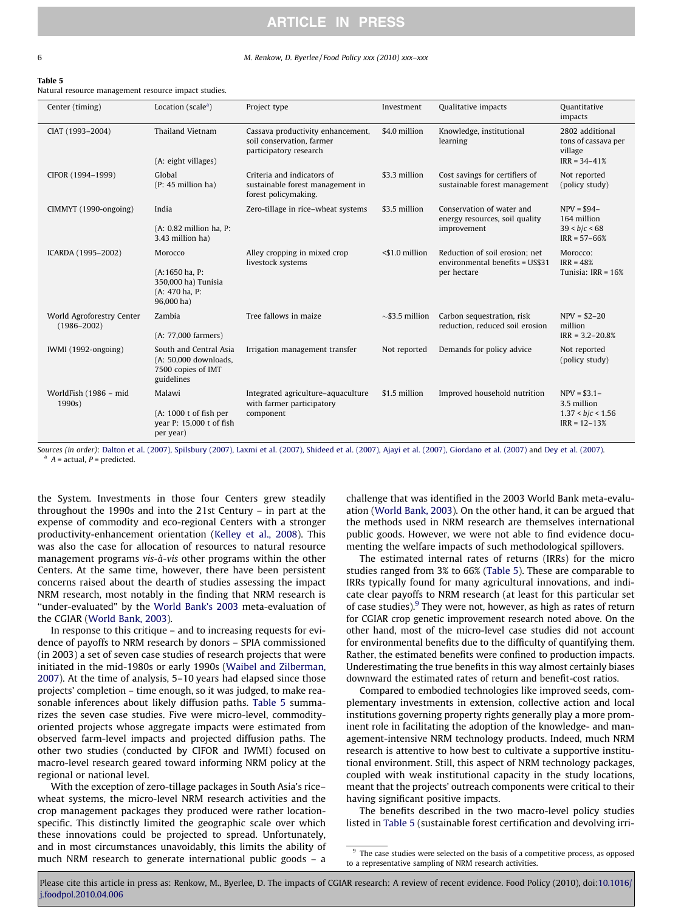**Table 5**
Natural resource management resource impact studies.

| Center (timing) | Location (scale[a]) | Project type | Investment | Qualitative impacts | Quantitative impacts |
|---|---|---|---|---|---|
| CIAT (1993–2004) | Thailand Vietnam (A: eight villages) | Cassava productivity enhancement, soil conservation, farmer participatory research | \$4.0 million | Knowledge, institutional learning | 2802 additional tons of cassava per village IRR = 34–41% |
| CIFOR (1994–1999) | Global (P: 45 million ha) | Criteria and indicators of sustainable forest management in forest policymaking. | \$3.3 million | Cost savings for certifiers of sustainable forest management | Not reported (policy study) |
| CIMMYT (1990-ongoing) | India (A: 0.82 million ha, P: 3.43 million ha) | Zero-tillage in rice–wheat systems | \$3.5 million | Conservation of water and energy resources, soil quality improvement | NPV = \$94–164 million $39 < b/c < 68$ IRR = 57–66% |
| ICARDA (1995–2002) | Morocco (A:1650 ha, P: 350,000 ha) Tunisia (A: 470 ha, P: 96,000 ha) | Alley cropping in mixed crop livestock systems | <\$1.0 million | Reduction of soil erosion; net environmental benefits = US\$31 per hectare | Morocco: IRR = 48% Tunisia: IRR = 16% |
| World Agroforestry Center (1986–2002) | Zambia (A: 77,000 farmers) | Tree fallows in maize | ~\$3.5 million | Carbon sequestration, risk reduction, reduced soil erosion | NPV = \$2–20 million IRR = 3.2–20.8% |
| IWMI (1992-ongoing) | South and Central Asia (A: 50,000 downloads, 7500 copies of IMT guidelines | Irrigation management transfer | Not reported | Demands for policy advice | Not reported (policy study) |
| WorldFish (1986 – mid 1990s) | Malawi (A: 1000 t of fish per year P: 15,000 t of fish per year) | Integrated agriculture–aquaculture with farmer participatory component | \$1.5 million | Improved household nutrition | NPV = \$3.1–3.5 million $1.37 < b/c < 1.56$ IRR = 12–13% |

*Sources (in order)*: Dalton et al. (2007), Spilsbury (2007), Laxmi et al. (2007), Shideed et al. (2007), Ajayi et al. (2007), Giordano et al. (2007) and Dey et al. (2007).
[a] A = actual, P = predicted.

the System. Investments in those four Centers grew steadily throughout the 1990s and into the 21st Century – in part at the expense of commodity and eco-regional Centers with a stronger productivity-enhancement orientation (Kelley et al., 2008). This was also the case for allocation of resources to natural resource management programs *vis-à-vis* other programs within the other Centers. At the same time, however, there have been persistent concerns raised about the dearth of studies assessing the impact NRM research, most notably in the finding that NRM research is "under-evaluated" by the World Bank's 2003 meta-evaluation of the CGIAR (World Bank, 2003).

In response to this critique – and to increasing requests for evidence of payoffs to NRM research by donors – SPIA commissioned (in 2003) a set of seven case studies of research projects that were initiated in the mid-1980s or early 1990s (Waibel and Zilberman, 2007). At the time of analysis, 5–10 years had elapsed since those projects' completion – time enough, so it was judged, to make reasonable inferences about likely diffusion paths. Table 5 summarizes the seven case studies. Five were micro-level, commodity-oriented projects whose aggregate impacts were estimated from observed farm-level impacts and projected diffusion paths. The other two studies (conducted by CIFOR and IWMI) focused on macro-level research geared toward informing NRM policy at the regional or national level.

With the exception of zero-tillage packages in South Asia's rice–wheat systems, the micro-level NRM research activities and the crop management packages they produced were rather location-specific. This distinctly limited the geographic scale over which these innovations could be projected to spread. Unfortunately, and in most circumstances unavoidably, this limits the ability of much NRM research to generate international public goods – a challenge that was identified in the 2003 World Bank meta-evaluation (World Bank, 2003). On the other hand, it can be argued that the methods used in NRM research are themselves international public goods. However, we were not able to find evidence documenting the welfare impacts of such methodological spillovers.

The estimated internal rates of returns (IRRs) for the micro studies ranged from 3% to 66% (Table 5). These are comparable to IRRs typically found for many agricultural innovations, and indicate clear payoffs to NRM research (at least for this particular set of case studies).[9] They were not, however, as high as rates of return for CGIAR crop genetic improvement research noted above. On the other hand, most of the micro-level case studies did not account for environmental benefits due to the difficulty of quantifying them. Rather, the estimated benefits were confined to production impacts. Underestimating the true benefits in this way almost certainly biases downward the estimated rates of return and benefit-cost ratios.

Compared to embodied technologies like improved seeds, complementary investments in extension, collective action and local institutions governing property rights generally play a more prominent role in facilitating the adoption of the knowledge- and management-intensive NRM technology products. Indeed, much NRM research is attentive to how best to cultivate a supportive institutional environment. Still, this aspect of NRM technology packages, coupled with weak institutional capacity in the study locations, meant that the projects' outreach components were critical to their having significant positive impacts.

The benefits described in the two macro-level policy studies listed in Table 5 (sustainable forest certification and devolving irri-

[9] The case studies were selected on the basis of a competitive process, as opposed to a representative sampling of NRM research activities.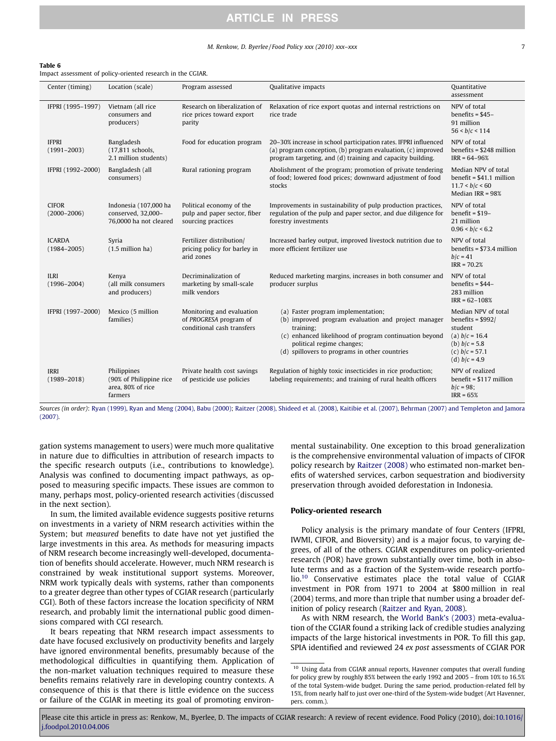**Table 6**
Impact assessment of policy-oriented research in the CGIAR.

| Center (timing) | Location (scale) | Program assessed | Qualitative impacts | Quantitative assessment |
|---|---|---|---|---|
| IFPRI (1995–1997) | Vietnam (all rice consumers and producers) | Research on liberalization of rice prices toward export parity | Relaxation of rice export quotas and internal restrictions on rice trade | NPV of total benefits = $45–91 million $56 < b/c < 114$ |
| IFPRI (1991–2003) | Bangladesh (17,811 schools, 2.1 million students) | Food for education program | 20–30% increase in school participation rates. IFPRI influenced (a) program conception, (b) program evaluation, (c) improved program targeting, and (d) training and capacity building. | NPV of total benefits = $248 million IRR = 64–96% |
| IFPRI (1992–2000) | Bangladesh (all consumers) | Rural rationing program | Abolishment of the program; promotion of private tendering of food; lowered food prices; downward adjustment of food stocks | Median NPV of total benefit = $41.1 million $11.7 < b/c < 60$ Median IRR = 98% |
| CIFOR (2000–2006) | Indonesia (107,000 ha conserved, 32,000–76,0000 ha not cleared | Political economy of the pulp and paper sector, fiber sourcing practices | Improvements in sustainability of pulp production practices, regulation of the pulp and paper sector, and due diligence for forestry investments | NPV of total benefit = $19–21 million $0.96 < b/c < 6.2$ |
| ICARDA (1984–2005) | Syria (1.5 million ha) | Fertilizer distribution/ pricing policy for barley in arid zones | Increased barley output, improved livestock nutrition due to more efficient fertilizer use | NPV of total benefits = $73.4 million $b/c = 41$ IRR = 70.2% |
| ILRI (1996–2004) | Kenya (all milk consumers and producers) | Decriminalization of marketing by small-scale milk vendors | Reduced marketing margins, increases in both consumer and producer surplus | NPV of total benefits = $44–283 million IRR = 62–108% |
| IFPRI (1997–2000) | Mexico (5 million families) | Monitoring and evaluation of *PROGRESA* program of conditional cash transfers | (a) Faster program implementation; (b) improved program evaluation and project manager training; (c) enhanced likelihood of program continuation beyond political regime changes; (d) spillovers to programs in other countries | Median NPV of total benefits = $992/ student (a) $b/c = 16.4$ (b) $b/c = 5.8$ (c) $b/c = 57.1$ (d) $b/c = 4.9$ |
| IRRI (1989–2018) | Philippines (90% of Philippine rice area, 80% of rice farmers | Private health cost savings of pesticide use policies | Regulation of highly toxic insecticides in rice production; labeling requirements; and training of rural health officers | NPV of realized benefit = $117 million $b/c = 98$; IRR = 65% |

*Sources (in order)*: Ryan (1999), Ryan and Meng (2004), Babu (2000); Raitzer (2008), Shideed et al. (2008), Kaitibie et al. (2007), Behrman (2007) and Templeton and Jamora (2007).

gation systems management to users) were much more qualitative in nature due to difficulties in attribution of research impacts to the specific research outputs (i.e., contributions to knowledge). Analysis was confined to documenting impact pathways, as opposed to measuring specific impacts. These issues are common to many, perhaps most, policy-oriented research activities (discussed in the next section).

In sum, the limited available evidence suggests positive returns on investments in a variety of NRM research activities within the System; but *measured* benefits to date have not yet justified the large investments in this area. As methods for measuring impacts of NRM research become increasingly well-developed, documentation of benefits should accelerate. However, much NRM research is constrained by weak institutional support systems. Moreover, NRM work typically deals with systems, rather than components to a greater degree than other types of CGIAR research (particularly CGI). Both of these factors increase the location specificity of NRM research, and probably limit the international public good dimensions compared with CGI research.

It bears repeating that NRM research impact assessments to date have focused exclusively on productivity benefits and largely have ignored environmental benefits, presumably because of the methodological difficulties in quantifying them. Application of the non-market valuation techniques required to measure these benefits remains relatively rare in developing country contexts. A consequence of this is that there is little evidence on the success or failure of the CGIAR in meeting its goal of promoting environmental sustainability. One exception to this broad generalization is the comprehensive environmental valuation of impacts of CIFOR policy research by Raitzer (2008) who estimated non-market benefits of watershed services, carbon sequestration and biodiversity preservation through avoided deforestation in Indonesia.

## Policy-oriented research

Policy analysis is the primary mandate of four Centers (IFPRI, IWMI, CIFOR, and Bioversity) and is a major focus, to varying degrees, of all of the others. CGIAR expenditures on policy-oriented research (POR) have grown substantially over time, both in absolute terms and as a fraction of the System-wide research portfolio.[10] Conservative estimates place the total value of CGIAR investment in POR from 1971 to 2004 at $800 million in real (2004) terms, and more than triple that number using a broader definition of policy research (Raitzer and Ryan, 2008).

As with NRM research, the World Bank's (2003) meta-evaluation of the CGIAR found a striking lack of credible studies analyzing impacts of the large historical investments in POR. To fill this gap, SPIA identified and reviewed 24 *ex post* assessments of CGIAR POR

[10] Using data from CGIAR annual reports, Havenner computes that overall funding for policy grew by roughly 85% between the early 1992 and 2005 – from 10% to 16.5% of the total System-wide budget. During the same period, production-related fell by 15%, from nearly half to just over one-third of the System-wide budget (Art Havenner, pers. comm.).

Please cite this article in press as: Renkow, M., Byerlee, D. The impacts of CGIAR research: A review of recent evidence. Food Policy (2010), doi:10.1016/j.foodpol.2010.04.006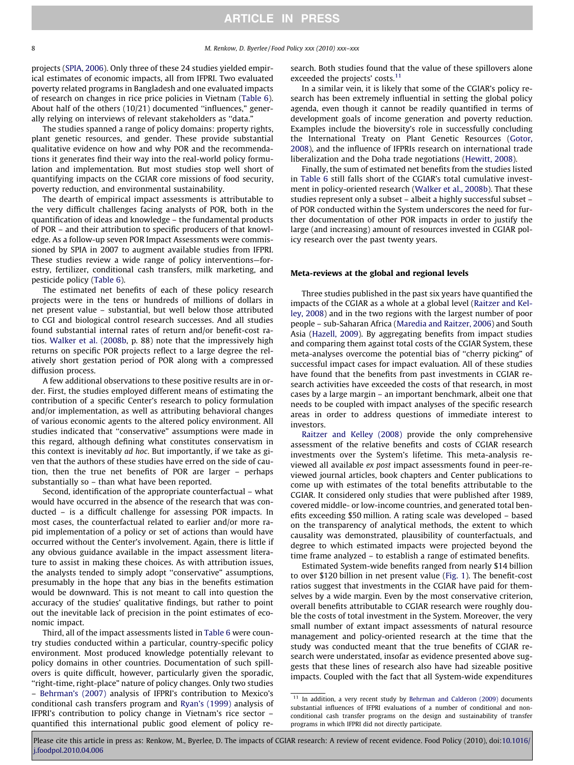projects (SPIA, 2006). Only three of these 24 studies yielded empirical estimates of economic impacts, all from IFPRI. Two evaluated poverty related programs in Bangladesh and one evaluated impacts of research on changes in rice price policies in Vietnam (Table 6). About half of the others (10/21) documented ''influences,'' generally relying on interviews of relevant stakeholders as ''data.''

The studies spanned a range of policy domains: property rights, plant genetic resources, and gender. These provide substantial qualitative evidence on how and why POR and the recommendations it generates find their way into the real-world policy formulation and implementation. But most studies stop well short of quantifying impacts on the CGIAR core missions of food security, poverty reduction, and environmental sustainability.

The dearth of empirical impact assessments is attributable to the very difficult challenges facing analysts of POR, both in the quantification of ideas and knowledge – the fundamental products of POR – and their attribution to specific producers of that knowledge. As a follow-up seven POR Impact Assessments were commissioned by SPIA in 2007 to augment available studies from IFPRI. These studies review a wide range of policy interventions—forestry, fertilizer, conditional cash transfers, milk marketing, and pesticide policy (Table 6).

The estimated net benefits of each of these policy research projects were in the tens or hundreds of millions of dollars in net present value – substantial, but well below those attributed to CGI and biological control research successes. And all studies found substantial internal rates of return and/or benefit-cost ratios. Walker et al. (2008b, p. 88) note that the impressively high returns on specific POR projects reflect to a large degree the relatively short gestation period of POR along with a compressed diffusion process.

A few additional observations to these positive results are in order. First, the studies employed different means of estimating the contribution of a specific Center's research to policy formulation and/or implementation, as well as attributing behavioral changes of various economic agents to the altered policy environment. All studies indicated that ''conservative'' assumptions were made in this regard, although defining what constitutes conservatism in this context is inevitably *ad hoc*. But importantly, if we take as given that the authors of these studies have erred on the side of caution, then the true net benefits of POR are larger – perhaps substantially so – than what have been reported.

Second, identification of the appropriate counterfactual – what would have occurred in the absence of the research that was conducted – is a difficult challenge for assessing POR impacts. In most cases, the counterfactual related to earlier and/or more rapid implementation of a policy or set of actions than would have occurred without the Center's involvement. Again, there is little if any obvious guidance available in the impact assessment literature to assist in making these choices. As with attribution issues, the analysts tended to simply adopt ''conservative'' assumptions, presumably in the hope that any bias in the benefits estimation would be downward. This is not meant to call into question the accuracy of the studies' qualitative findings, but rather to point out the inevitable lack of precision in the point estimates of economic impact.

Third, all of the impact assessments listed in Table 6 were country studies conducted within a particular, country-specific policy environment. Most produced knowledge potentially relevant to policy domains in other countries. Documentation of such spillovers is quite difficult, however, particularly given the sporadic, ''right-time, right-place'' nature of policy changes. Only two studies – Behrman's (2007) analysis of IFPRI's contribution to Mexico's conditional cash transfers program and Ryan's (1999) analysis of IFPRI's contribution to policy change in Vietnam's rice sector – quantified this international public good element of policy research. Both studies found that the value of these spillovers alone exceeded the projects' costs.[11]

In a similar vein, it is likely that some of the CGIAR's policy research has been extremely influential in setting the global policy agenda, even though it cannot be readily quantified in terms of development goals of income generation and poverty reduction. Examples include the bioversity's role in successfully concluding the International Treaty on Plant Genetic Resources (Gotor, 2008), and the influence of IFPRIs research on international trade liberalization and the Doha trade negotiations (Hewitt, 2008).

Finally, the sum of estimated net benefits from the studies listed in Table 6 still falls short of the CGIAR's total cumulative investment in policy-oriented research (Walker et al., 2008b). That these studies represent only a subset – albeit a highly successful subset – of POR conducted within the System underscores the need for further documentation of other POR impacts in order to justify the large (and increasing) amount of resources invested in CGIAR policy research over the past twenty years.

## Meta-reviews at the global and regional levels

Three studies published in the past six years have quantified the impacts of the CGIAR as a whole at a global level (Raitzer and Kelley, 2008) and in the two regions with the largest number of poor people – sub-Saharan Africa (Maredia and Raitzer, 2006) and South Asia (Hazell, 2009). By aggregating benefits from impact studies and comparing them against total costs of the CGIAR System, these meta-analyses overcome the potential bias of ''cherry picking'' of successful impact cases for impact evaluation. All of these studies have found that the benefits from past investments in CGIAR research activities have exceeded the costs of that research, in most cases by a large margin – an important benchmark, albeit one that needs to be coupled with impact analyses of the specific research areas in order to address questions of immediate interest to investors.

Raitzer and Kelley (2008) provide the only comprehensive assessment of the relative benefits and costs of CGIAR research investments over the System's lifetime. This meta-analysis reviewed all available *ex post* impact assessments found in peer-reviewed journal articles, book chapters and Center publications to come up with estimates of the total benefits attributable to the CGIAR. It considered only studies that were published after 1989, covered middle- or low-income countries, and generated total benefits exceeding $50 million. A rating scale was developed – based on the transparency of analytical methods, the extent to which causality was demonstrated, plausibility of counterfactuals, and degree to which estimated impacts were projected beyond the time frame analyzed – to establish a range of estimated benefits.

Estimated System-wide benefits ranged from nearly $14 billion to over $120 billion in net present value (Fig. 1). The benefit-cost ratios suggest that investments in the CGIAR have paid for themselves by a wide margin. Even by the most conservative criterion, overall benefits attributable to CGIAR research were roughly double the costs of total investment in the System. Moreover, the very small number of extant impact assessments of natural resource management and policy-oriented research at the time that the study was conducted meant that the true benefits of CGIAR research were understated, insofar as evidence presented above suggests that these lines of research also have had sizeable positive impacts. Coupled with the fact that all System-wide expenditures

[11] In addition, a very recent study by Behrman and Calderon (2009) documents substantial influences of IFPRI evaluations of a number of conditional and non-conditional cash transfer programs on the design and sustainability of transfer programs in which IFPRI did not directly participate.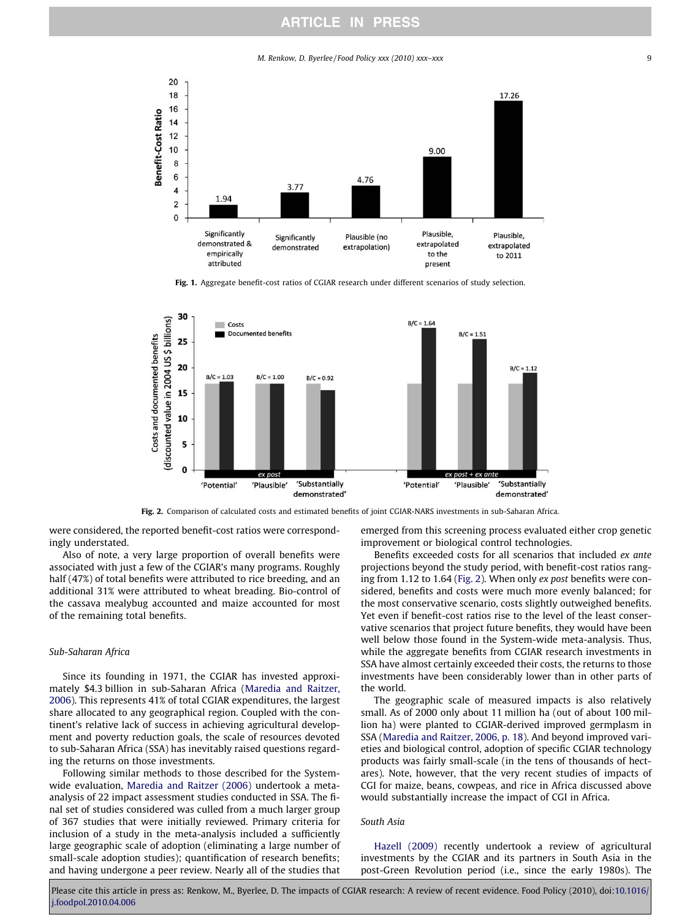Fig. 1. Aggregate benefit-cost ratios of CGIAR research under different scenarios of study selection.

Fig. 2. Comparison of calculated costs and estimated benefits of joint CGIAR-NARS investments in sub-Saharan Africa.

were considered, the reported benefit-cost ratios were correspondingly understated.

Also of note, a very large proportion of overall benefits were associated with just a few of the CGIAR's many programs. Roughly half (47%) of total benefits were attributed to rice breeding, and an additional 31% were attributed to wheat breading. Bio-control of the cassava mealybug accounted and maize accounted for most of the remaining total benefits.

### Sub-Saharan Africa

Since its founding in 1971, the CGIAR has invested approximately \$4.3 billion in sub-Saharan Africa (Maredia and Raitzer, 2006). This represents 41% of total CGIAR expenditures, the largest share allocated to any geographical region. Coupled with the continent's relative lack of success in achieving agricultural development and poverty reduction goals, the scale of resources devoted to sub-Saharan Africa (SSA) has inevitably raised questions regarding the returns on those investments.

Following similar methods to those described for the System-wide evaluation, Maredia and Raitzer (2006) undertook a meta-analysis of 22 impact assessment studies conducted in SSA. The final set of studies considered was culled from a much larger group of 367 studies that were initially reviewed. Primary criteria for inclusion of a study in the meta-analysis included a sufficiently large geographic scale of adoption (eliminating a large number of small-scale adoption studies); quantification of research benefits; and having undergone a peer review. Nearly all of the studies that emerged from this screening process evaluated either crop genetic improvement or biological control technologies.

Benefits exceeded costs for all scenarios that included *ex ante* projections beyond the study period, with benefit-cost ratios ranging from 1.12 to 1.64 (Fig. 2). When only *ex post* benefits were considered, benefits and costs were much more evenly balanced; for the most conservative scenario, costs slightly outweighed benefits. Yet even if benefit-cost ratios rise to the level of the least conservative scenarios that project future benefits, they would have been well below those found in the System-wide meta-analysis. Thus, while the aggregate benefits from CGIAR research investments in SSA have almost certainly exceeded their costs, the returns to those investments have been considerably lower than in other parts of the world.

The geographic scale of measured impacts is also relatively small. As of 2000 only about 11 million ha (out of about 100 million ha) were planted to CGIAR-derived improved germplasm in SSA (Maredia and Raitzer, 2006, p. 18). And beyond improved varieties and biological control, adoption of specific CGIAR technology products was fairly small-scale (in the tens of thousands of hectares). Note, however, that the very recent studies of impacts of CGI for maize, beans, cowpeas, and rice in Africa discussed above would substantially increase the impact of CGI in Africa.

### South Asia

Hazell (2009) recently undertook a review of agricultural investments by the CGIAR and its partners in South Asia in the post-Green Revolution period (i.e., since the early 1980s). The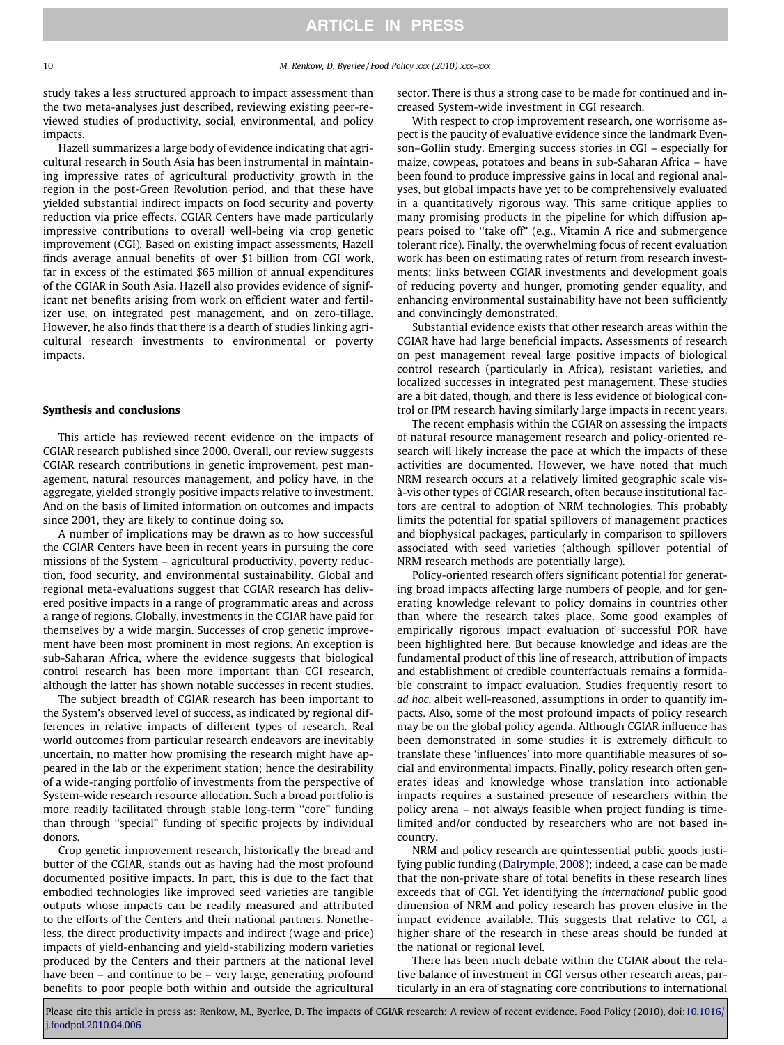study takes a less structured approach to impact assessment than the two meta-analyses just described, reviewing existing peer-reviewed studies of productivity, social, environmental, and policy impacts.

Hazell summarizes a large body of evidence indicating that agricultural research in South Asia has been instrumental in maintaining impressive rates of agricultural productivity growth in the region in the post-Green Revolution period, and that these have yielded substantial indirect impacts on food security and poverty reduction via price effects. CGIAR Centers have made particularly impressive contributions to overall well-being via crop genetic improvement (CGI). Based on existing impact assessments, Hazell finds average annual benefits of over $1 billion from CGI work, far in excess of the estimated $65 million of annual expenditures of the CGIAR in South Asia. Hazell also provides evidence of significant net benefits arising from work on efficient water and fertilizer use, on integrated pest management, and on zero-tillage. However, he also finds that there is a dearth of studies linking agricultural research investments to environmental or poverty impacts.

## Synthesis and conclusions

This article has reviewed recent evidence on the impacts of CGIAR research published since 2000. Overall, our review suggests CGIAR research contributions in genetic improvement, pest management, natural resources management, and policy have, in the aggregate, yielded strongly positive impacts relative to investment. And on the basis of limited information on outcomes and impacts since 2001, they are likely to continue doing so.

A number of implications may be drawn as to how successful the CGIAR Centers have been in recent years in pursuing the core missions of the System – agricultural productivity, poverty reduction, food security, and environmental sustainability. Global and regional meta-evaluations suggest that CGIAR research has delivered positive impacts in a range of programmatic areas and across a range of regions. Globally, investments in the CGIAR have paid for themselves by a wide margin. Successes of crop genetic improvement have been most prominent in most regions. An exception is sub-Saharan Africa, where the evidence suggests that biological control research has been more important than CGI research, although the latter has shown notable successes in recent studies.

The subject breadth of CGIAR research has been important to the System's observed level of success, as indicated by regional differences in relative impacts of different types of research. Real world outcomes from particular research endeavors are inevitably uncertain, no matter how promising the research might have appeared in the lab or the experiment station; hence the desirability of a wide-ranging portfolio of investments from the perspective of System-wide research resource allocation. Such a broad portfolio is more readily facilitated through stable long-term "core" funding than through "special" funding of specific projects by individual donors.

Crop genetic improvement research, historically the bread and butter of the CGIAR, stands out as having had the most profound documented positive impacts. In part, this is due to the fact that embodied technologies like improved seed varieties are tangible outputs whose impacts can be readily measured and attributed to the efforts of the Centers and their national partners. Nonetheless, the direct productivity impacts and indirect (wage and price) impacts of yield-enhancing and yield-stabilizing modern varieties produced by the Centers and their partners at the national level have been – and continue to be – very large, generating profound benefits to poor people both within and outside the agricultural sector. There is thus a strong case to be made for continued and increased System-wide investment in CGI research.

With respect to crop improvement research, one worrisome aspect is the paucity of evaluative evidence since the landmark Evenson–Gollin study. Emerging success stories in CGI – especially for maize, cowpeas, potatoes and beans in sub-Saharan Africa – have been found to produce impressive gains in local and regional analyses, but global impacts have yet to be comprehensively evaluated in a quantitatively rigorous way. This same critique applies to many promising products in the pipeline for which diffusion appears poised to "take off" (e.g., Vitamin A rice and submergence tolerant rice). Finally, the overwhelming focus of recent evaluation work has been on estimating rates of return from research investments; links between CGIAR investments and development goals of reducing poverty and hunger, promoting gender equality, and enhancing environmental sustainability have not been sufficiently and convincingly demonstrated.

Substantial evidence exists that other research areas within the CGIAR have had large beneficial impacts. Assessments of research on pest management reveal large positive impacts of biological control research (particularly in Africa), resistant varieties, and localized successes in integrated pest management. These studies are a bit dated, though, and there is less evidence of biological control or IPM research having similarly large impacts in recent years.

The recent emphasis within the CGIAR on assessing the impacts of natural resource management research and policy-oriented research will likely increase the pace at which the impacts of these activities are documented. However, we have noted that much NRM research occurs at a relatively limited geographic scale vis-à-vis other types of CGIAR research, often because institutional factors are central to adoption of NRM technologies. This probably limits the potential for spatial spillovers of management practices and biophysical packages, particularly in comparison to spillovers associated with seed varieties (although spillover potential of NRM research methods are potentially large).

Policy-oriented research offers significant potential for generating broad impacts affecting large numbers of people, and for generating knowledge relevant to policy domains in countries other than where the research takes place. Some good examples of empirically rigorous impact evaluation of successful POR have been highlighted here. But because knowledge and ideas are the fundamental product of this line of research, attribution of impacts and establishment of credible counterfactuals remains a formidable constraint to impact evaluation. Studies frequently resort to *ad hoc*, albeit well-reasoned, assumptions in order to quantify impacts. Also, some of the most profound impacts of policy research may be on the global policy agenda. Although CGIAR influence has been demonstrated in some studies it is extremely difficult to translate these 'influences' into more quantifiable measures of social and environmental impacts. Finally, policy research often generates ideas and knowledge whose translation into actionable impacts requires a sustained presence of researchers within the policy arena – not always feasible when project funding is time-limited and/or conducted by researchers who are not based in-country.

NRM and policy research are quintessential public goods justifying public funding (Dalrymple, 2008); indeed, a case can be made that the non-private share of total benefits in these research lines exceeds that of CGI. Yet identifying the *international* public good dimension of NRM and policy research has proven elusive in the impact evidence available. This suggests that relative to CGI, a higher share of the research in these areas should be funded at the national or regional level.

There has been much debate within the CGIAR about the relative balance of investment in CGI versus other research areas, particularly in an era of stagnating core contributions to international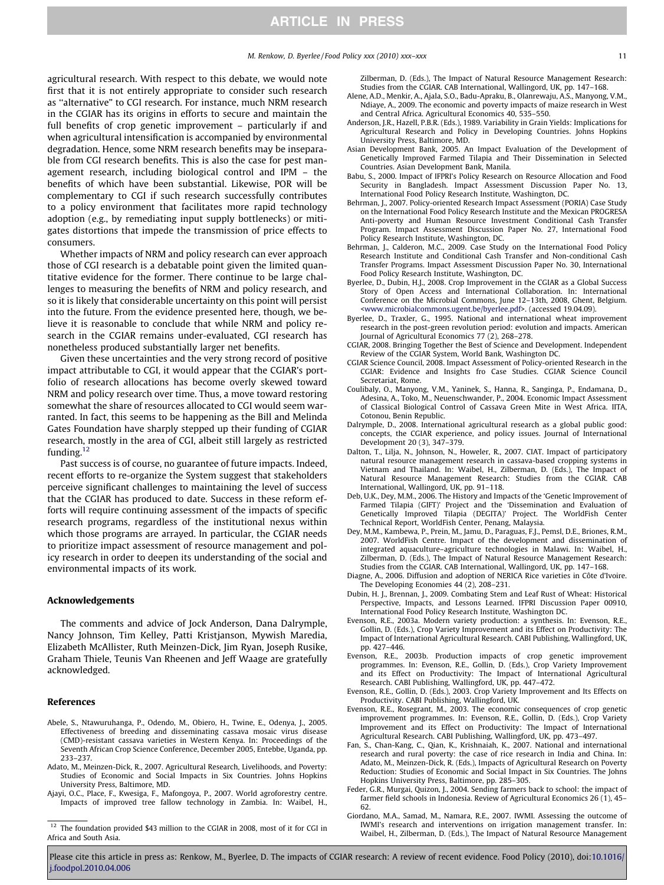agricultural research. With respect to this debate, we would note first that it is not entirely appropriate to consider such research as "alternative" to CGI research. For instance, much NRM research in the CGIAR has its origins in efforts to secure and maintain the full benefits of crop genetic improvement – particularly if and when agricultural intensification is accompanied by environmental degradation. Hence, some NRM research benefits may be inseparable from CGI research benefits. This is also the case for pest management research, including biological control and IPM – the benefits of which have been substantial. Likewise, POR will be complementary to CGI if such research successfully contributes to a policy environment that facilitates more rapid technology adoption (e.g., by remediating input supply bottlenecks) or mitigates distortions that impede the transmission of price effects to consumers.

Whether impacts of NRM and policy research can ever approach those of CGI research is a debatable point given the limited quantitative evidence for the former. There continue to be large challenges to measuring the benefits of NRM and policy research, and so it is likely that considerable uncertainty on this point will persist into the future. From the evidence presented here, though, we believe it is reasonable to conclude that while NRM and policy research in the CGIAR remains under-evaluated, CGI research has nonetheless produced substantially larger net benefits.

Given these uncertainties and the very strong record of positive impact attributable to CGI, it would appear that the CGIAR's portfolio of research allocations has become overly skewed toward NRM and policy research over time. Thus, a move toward restoring somewhat the share of resources allocated to CGI would seem warranted. In fact, this seems to be happening as the Bill and Melinda Gates Foundation have sharply stepped up their funding of CGIAR research, mostly in the area of CGI, albeit still largely as restricted funding.[12]

Past success is of course, no guarantee of future impacts. Indeed, recent efforts to re-organize the System suggest that stakeholders perceive significant challenges to maintaining the level of success that the CGIAR has produced to date. Success in these reform efforts will require continuing assessment of the impacts of specific research programs, regardless of the institutional nexus within which those programs are arrayed. In particular, the CGIAR needs to prioritize impact assessment of resource management and policy research in order to deepen its understanding of the social and environmental impacts of its work.

## Acknowledgements

The comments and advice of Jock Anderson, Dana Dalrymple, Nancy Johnson, Tim Kelley, Patti Kristjanson, Mywish Maredia, Elizabeth McAllister, Ruth Meinzen-Dick, Jim Ryan, Joseph Rusike, Graham Thiele, Teunis Van Rheenen and Jeff Waage are gratefully acknowledged.

## References

Abele, S., Ntawuruhanga, P., Odendo, M., Obiero, H., Twine, E., Odenya, J., 2005. Effectiveness of breeding and disseminating cassava mosaic virus disease (CMD)-resistant cassava varieties in Western Kenya. In: Proceedings of the Seventh African Crop Science Conference, December 2005, Entebbe, Uganda, pp. 233–237.

Adato, M., Meinzen-Dick, R., 2007. Agricultural Research, Livelihoods, and Poverty: Studies of Economic and Social Impacts in Six Countries. Johns Hopkins University Press, Baltimore, MD.

Ajayi, O.C., Place, F., Kwesiga, F., Mafongoya, P., 2007. World agroforestry centre. Impacts of improved tree fallow technology in Zambia. In: Waibel, H., Zilberman, D. (Eds.), The Impact of Natural Resource Management Research: Studies from the CGIAR. CAB International, Wallingford, UK, pp. 147–168.

Alene, A.D., Menkir, A., Ajala, S.O., Badu-Apraku, B., Olanrewaju, A.S., Manyong, V.M., Ndiaye, A., 2009. The economic and poverty impacts of maize research in West and Central Africa. Agricultural Economics 40, 535–550.

Anderson, J.R., Hazell, P.B.R. (Eds.), 1989. Variability in Grain Yields: Implications for Agricultural Research and Policy in Developing Countries. Johns Hopkins University Press, Baltimore, MD.

Asian Development Bank, 2005. An Impact Evaluation of the Development of Genetically Improved Farmed Tilapia and Their Dissemination in Selected Countries. Asian Development Bank, Manila.

Babu, S., 2000. Impact of IFPRI's Policy Research on Resource Allocation and Food Security in Bangladesh. Impact Assessment Discussion Paper No. 13, International Food Policy Research Institute, Washington, DC.

Behrman, J., 2007. Policy-oriented Research Impact Assessment (PORIA) Case Study on the International Food Policy Research Institute and the Mexican PROGRESA Anti-poverty and Human Resource Investment Conditional Cash Transfer Program. Impact Assessment Discussion Paper No. 27, International Food Policy Research Institute, Washington, DC.

Behrman, J., Calderon, M.C., 2009. Case Study on the International Food Policy Research Institute and Conditional Cash Transfer and Non-conditional Cash Transfer Programs. Impact Assessment Discussion Paper No. 30, International Food Policy Research Institute, Washington, DC.

Byerlee, D., Dubin, H.J., 2008. Crop Improvement in the CGIAR as a Global Success Story of Open Access and International Collaboration. In: International Conference on the Microbial Commons, June 12–13th, 2008, Ghent, Belgium. <www.microbialcommons.ugent.be/byerlee.pdf>. (accessed 19.04.09).

Byerlee, D., Traxler, G., 1995. National and international wheat improvement research in the post-green revolution period: evolution and impacts. American Journal of Agricultural Economics 77 (2), 268–278.

CGIAR, 2008. Bringing Together the Best of Science and Development. Independent Review of the CGIAR System, World Bank, Washington DC.

CGIAR Science Council, 2008. Impact Assessment of Policy-oriented Research in the CGIAR: Evidence and Insights fro Case Studies. CGIAR Science Council Secretariat, Rome.

Coulibaly, O., Manyong, V.M., Yaninek, S., Hanna, R., Sanginga, P., Endamana, D., Adesina, A., Toko, M., Neuenschwander, P., 2004. Economic Impact Assessment of Classical Biological Control of Cassava Green Mite in West Africa. IITA, Cotonou, Benin Republic.

Dalrymple, D., 2008. International agricultural research as a global public good: concepts, the CGIAR experience, and policy issues. Journal of International Development 20 (3), 347–379.

Dalton, T., Lilja, N., Johnson, N., Howeler, R., 2007. CIAT. Impact of participatory natural resource management research in cassava-based cropping systems in Vietnam and Thailand. In: Waibel, H., Zilberman, D. (Eds.), The Impact of Natural Resource Management Research: Studies from the CGIAR. CAB International, Wallingford, UK, pp. 91–118.

Deb, U.K., Dey, M.M., 2006. The History and Impacts of the 'Genetic Improvement of Farmed Tilapia (GIFT)' Project and the 'Dissemination and Evaluation of Genetically Improved Tilapia (DEGITA)' Project. The WorldFish Center Technical Report, WorldFish Center, Penang, Malaysia.

Dey, M.M., Kambewa, P., Prein, M., Jamu, D., Paraguas, F.J., Pemsl, D.E., Briones, R.M., 2007. WorldFish Centre. Impact of the development and dissemination of integrated aquaculture–agriculture technologies in Malawi. In: Waibel, H., Zilberman, D. (Eds.), The Impact of Natural Resource Management Research: Studies from the CGIAR. CAB International, Wallingford, UK, pp. 147–168.

Diagne, A., 2006. Diffusion and adoption of NERICA Rice varieties in Côte d'Ivoire. The Developing Economies 44 (2), 208–231.

Dubin, H. J., Brennan, J., 2009. Combating Stem and Leaf Rust of Wheat: Historical Perspective, Impacts, and Lessons Learned. IFPRI Discussion Paper 00910, International Food Policy Research Institute, Washington DC.

Evenson, R.E., 2003a. Modern variety production: a synthesis. In: Evenson, R.E., Gollin, D. (Eds.), Crop Variety Improvement and its Effect on Productivity: The Impact of International Agricultural Research. CABI Publishing, Wallingford, UK, pp. 427–446.

Evenson, R.E., 2003b. Production impacts of crop genetic improvement programmes. In: Evenson, R.E., Gollin, D. (Eds.), Crop Variety Improvement and its Effect on Productivity: The Impact of International Agricultural Research. CABI Publishing, Wallingford, UK, pp. 447–472.

Evenson, R.E., Gollin, D. (Eds.), 2003. Crop Variety Improvement and Its Effects on Productivity. CABI Publishing, Wallingford, UK.

Evenson, R.E., Rosegrant, M., 2003. The economic consequences of crop genetic improvement programmes. In: Evenson, R.E., Gollin, D. (Eds.), Crop Variety Improvement and its Effect on Productivity: The Impact of International Agricultural Research. CABI Publishing, Wallingford, UK, pp. 473–497.

Fan, S., Chan-Kang, C., Qian, K., Krishnaiah, K., 2007. National and international research and rural poverty: the case of rice research in India and China. In: Adato, M., Meinzen-Dick, R. (Eds.), Impacts of Agricultural Research on Poverty Reduction: Studies of Economic and Social Impact in Six Countries. The Johns Hopkins University Press, Baltimore, pp. 285–305.

Feder, G.R., Murgai, Quizon, J., 2004. Sending farmers back to school: the impact of farmer field schools in Indonesia. Review of Agricultural Economics 26 (1), 45–62.

Giordano, M.A., Samad, M., Namara, R.E., 2007. IWMI. Assessing the outcome of IWMI's research and interventions on irrigation management transfer. In: Waibel, H., Zilberman, D. (Eds.), The Impact of Natural Resource Management

[12] The foundation provided $43 million to the CGIAR in 2008, most of it for CGI in Africa and South Asia.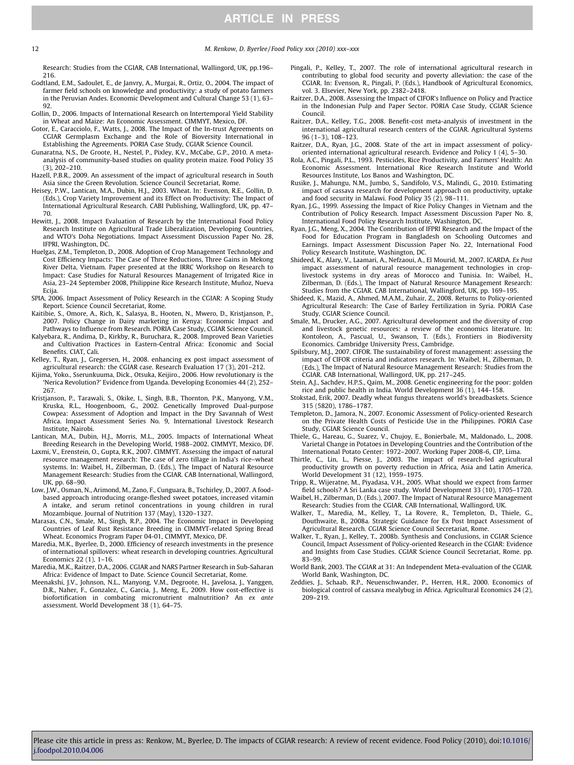Research: Studies from the CGIAR, CAB International, Wallingford, UK, pp.196–216.

Godtland, E.M., Sadoulet, E., de Janvry, A., Murgai, R., Ortiz, O., 2004. The impact of farmer field schools on knowledge and productivity: a study of potato farmers in the Peruvian Andes. Economic Development and Cultural Change 53 (1), 63–92.

Gollin, D., 2006. Impacts of International Research on Intertemporal Yield Stability in Wheat and Maize: An Economic Assessment. CIMMYT, Mexico, DF.

Gotor, E., Caracciolo, F., Watts, J., 2008. The Impact of the In-trust Agreements on CGIAR Germplasm Exchange and the Role of Bioversity International in Establishing the Agreements. PORIA Case Study, CGIAR Science Council.

Gunaratna, N.S., De Groote, H., Nestel, P., Pixley, K.V., McCabe, G.P., 2010. A meta-analysis of community-based studies on quality protein maize. Food Policy 35 (3), 202–210.

Hazell, P.B.R., 2009. An assessment of the impact of agricultural research in South Asia since the Green Revolution. Science Council Secretariat, Rome.

Heisey, P.W., Lantican, M.A., Dubin, H.J., 2003. Wheat. In: Evenson, R.E., Gollin, D. (Eds.), Crop Variety Improvement and its Effect on Productivity: The Impact of International Agricultural Research. CABI Publishing, Wallingford, UK, pp. 47–70.

Hewitt, J., 2008. Impact Evaluation of Research by the International Food Policy Research Institute on Agricultural Trade Liberalization, Developing Countries, and WTO's Doha Negotiations. Impact Assessment Discussion Paper No. 28, IFPRI, Washington, DC.

Huelgas, Z.M., Templeton, D., 2008. Adoption of Crop Management Technology and Cost Efficiency Impacts: The Case of Three Reductions, Three Gains in Mekong River Delta, Vietnam. Paper presented at the IRRC Workshop on Research to Impact: Case Studies for Natural Resources Management of Irrigated Rice in Asia, 23–24 September 2008, Philippine Rice Research Institute, Muñoz, Nueva Ecija.

SPIA, 2006. Impact Assessment of Policy Research in the CGIAR: A Scoping Study Report. Science Council Secretariat, Rome.

Kaitibie, S., Omore, A., Rich, K., Salasya, B., Hooten, N., Mwero, D., Kristjanson, P., 2007. Policy Change in Dairy marketing in Kenya: Economic Impact and Pathways to Influence from Research. PORIA Case Study, CGIAR Science Council.

Kalyebara, R., Andima, D., Kirkby, R., Buruchara, R., 2008. Improved Bean Varieties and Cultivation Practices in Eastern-Central Africa: Economic and Social Benefits. CIAT, Cali.

Kelley, T., Ryan, J., Gregersen, H., 2008. enhancing ex post impact assessment of agricultural research: the CGIAR case. Research Evaluation 17 (3), 201–212.

Kijima, Yoko., Sserunkuuma, Dick., Otsuka, Keijiro., 2006. How revolutionary is the 'Nerica Revolution?' Evidence from Uganda. Developing Economies 44 (2), 252–267.

Kristjanson, P., Tarawali, S., Okike, I., Singh, B.B., Thornton, P.K., Manyong, V.M., Kruska, R.L., Hoogenboom, G., 2002. Genetically Improved Dual-purpose Cowpea: Assessment of Adoption and Impact in the Dry Savannah of West Africa. Impact Assessment Series No. 9, International Livestock Research Institute, Nairobi.

Lantican, M.A., Dubin, H.J., Morris, M.L., 2005. Impacts of International Wheat Breeding Research in the Developing World, 1988–2002. CIMMYT, Mexico, DF.

Laxmi, V., Erenstein, O., Gupta, R.K., 2007. CIMMYT. Assessing the impact of natural resource management research: The case of zero tillage in India's rice–wheat systems. In: Waibel, H., Zilberman, D. (Eds.), The Impact of Natural Resource Management Research: Studies from the CGIAR. CAB International, Wallingford, UK, pp. 68–90.

Low, J.W., Osman, N., Arimond, M., Zano, F., Cunguara, B., Tschirley, D., 2007. A food-based approach introducing orange-fleshed sweet potatoes, increased vitamin A intake, and serum retinol concentrations in young children in rural Mozambique. Journal of Nutrition 137 (May), 1320–1327.

Marasas, C.N., Smale, M., Singh, R.P., 2004. The Economic Impact in Developing Countries of Leaf Rust Resistance Breeding in CIMMYT-related Spring Bread Wheat. Economics Program Paper 04-01, CIMMYT, Mexico, DF.

Maredia, M.K., Byerlee, D., 2000. Efficiency of research investments in the presence of international spillovers: wheat research in developing countries. Agricultural Economics 22 (1), 1–16.

Maredia, M.K., Raitzer, D.A., 2006. CGIAR and NARS Partner Research in Sub-Saharan Africa: Evidence of Impact to Date. Science Council Secretariat, Rome.

Meenakshi, J.V., Johnson, N.L., Manyong, V.M., Degroote, H., Javelosa, J., Yanggen, D.R., Naher, F., Gonzalez, C., Garcia, J., Meng, E., 2009. How cost-effective is biofortification in combating micronutrient malnutrition? An *ex ante* assessment. World Development 38 (1), 64–75.

Pingali, P., Kelley, T., 2007. The role of international agricultural research in contributing to global food security and poverty alleviation: the case of the CGIAR. In: Evenson, R., Pingali, P. (Eds.), Handbook of Agricultural Economics, vol. 3. Elsevier, New York, pp. 2382–2418.

Raitzer, D.A., 2008. Assessing the Impact of CIFOR's Influence on Policy and Practice in the Indonesian Pulp and Paper Sector. PORIA Case Study, CGIAR Science Council.

Raitzer, D.A., Kelley, T.G., 2008. Benefit-cost meta-analysis of investment in the international agricultural research centers of the CGIAR. Agricultural Systems 96 (1–3), 108–123.

Raitzer, D.A., Ryan, J.G., 2008. State of the art in impact assessment of policy-oriented international agricultural research. Evidence and Policy 1 (4), 5–30.

Rola, A.C., Pingali, P.L., 1993. Pesticides, Rice Productivity, and Farmers' Health: An Economic Assessment. International Rice Research Institute and World Resources Institute, Los Banos and Washington, DC.

Rusike, J., Mahungu, N.M., Jumbo, S., Sandifolo, V.S., Malindi, G., 2010. Estimating impact of cassava research for development approach on productivity, uptake and food security in Malawi. Food Policy 35 (2), 98–111.

Ryan, J.G., 1999. Assessing the Impact of Rice Policy Changes in Vietnam and the Contribution of Policy Research. Impact Assessment Discussion Paper No. 8, International Food Policy Research Institute, Washington, DC.

Ryan, J.G., Meng, X., 2004. The Contribution of IFPRI Research and the Impact of the Food for Education Program in Bangladesh on Schooling Outcomes and Earnings. Impact Assessment Discussion Paper No. 22, International Food Policy Research Institute, Washington, DC.

Shideed, K., Alary, V., Laamari, A., Nefzaoui, A., El Mourid, M., 2007. ICARDA. *Ex Post* impact assessment of natural resource management technologies in crop-livestock systems in dry areas of Morocco and Tunisia. In: Waibel, H., Zilberman, D. (Eds.), The Impact of Natural Resource Management Research: Studies from the CGIAR. CAB International, Wallingford, UK, pp. 169–195.

Shideed, K., Mazid, A., Ahmed, M.A.M., Zuhair, Z., 2008. Returns to Policy-oriented Agricultural Research: The Case of Barley Fertilization in Syria. PORIA Case Study, CGIAR Science Council.

Smale, M., Drucker, A.G., 2007. Agricultural development and the diversity of crop and livestock genetic resources: a review of the economics literature. In: Kontoleon, A., Pascual, U., Swanson, T. (Eds.), Frontiers in Biodiversity Economics. Cambridge University Press, Cambridge.

Spilsbury, M.J., 2007. CIFOR. The sustainability of forest management: assessing the impact of CIFOR criteria and indicators research. In: Waibel, H., Zilberman, D. (Eds.), The Impact of Natural Resource Management Research: Studies from the CGIAR. CAB International, Wallingford, UK, pp. 217–245.

Stein, A.J., Sachdev, H.P.S., Qaim, M., 2008. Genetic engineering for the poor: golden rice and public health in India. World Development 36 (1), 144–158.

Stokstad, Erik, 2007. Deadly wheat fungus threatens world's breadbaskets. Science 315 (5820), 1786–1787.

Templeton, D., Jamora, N., 2007. Economic Assessment of Policy-oriented Research on the Private Health Costs of Pesticide Use in the Philippines. PORIA Case Study, CGIAR Science Council.

Thiele, G., Hareau, G., Suarez, V., Chujoy, E., Bonierbale, M., Maldonado, L., 2008. Varietal Change in Potatoes in Developing Countries and the Contribution of the International Potato Center: 1972–2007. Working Paper 2008-6, CIP, Lima.

Thirtle, C., Lin, L., Piesse, J., 2003. The impact of research-led agricultural productivity growth on poverty reduction in Africa, Asia and Latin America. World Development 31 (12), 1959–1975.

Tripp, R., Wijeratne, M., Piyadasa, V.H., 2005. What should we expect from farmer field schools? A Sri Lanka case study. World Development 33 (10), 1705–1720.

Waibel, H., Zilberman, D. (Eds.), 2007. The Impact of Natural Resource Management Research: Studies from the CGIAR. CAB International, Wallingford, UK.

Walker, T., Maredia, M., Kelley, T., La Rovere, R., Templeton, D., Thiele, G., Douthwaite, B., 2008a. Strategic Guidance for Ex Post Impact Assessment of Agricultural Research. CGIAR Science Council Secretariat, Rome.

Walker, T., Ryan, J., Kelley, T., 2008b. Synthesis and Conclusions, in CGIAR Science Council, Impact Assessment of Policy-oriented Research in the CGIAR: Evidence and Insights from Case Studies. CGIAR Science Council Secretariat, Rome. pp. 83–99.

World Bank, 2003. The CGIAR at 31: An Independent Meta-evaluation of the CGIAR. World Bank, Washington, DC.

Zeddies, J., Schaab, R.P., Neuenschwander, P., Herren, H.R., 2000. Economics of biological control of cassava mealybug in Africa. Agricultural Economics 24 (2), 209–219.

Please cite this article in press as: Renkow, M., Byerlee, D. The impacts of CGIAR research: A review of recent evidence. Food Policy (2010), doi:10.1016/j.foodpol.2010.04.006